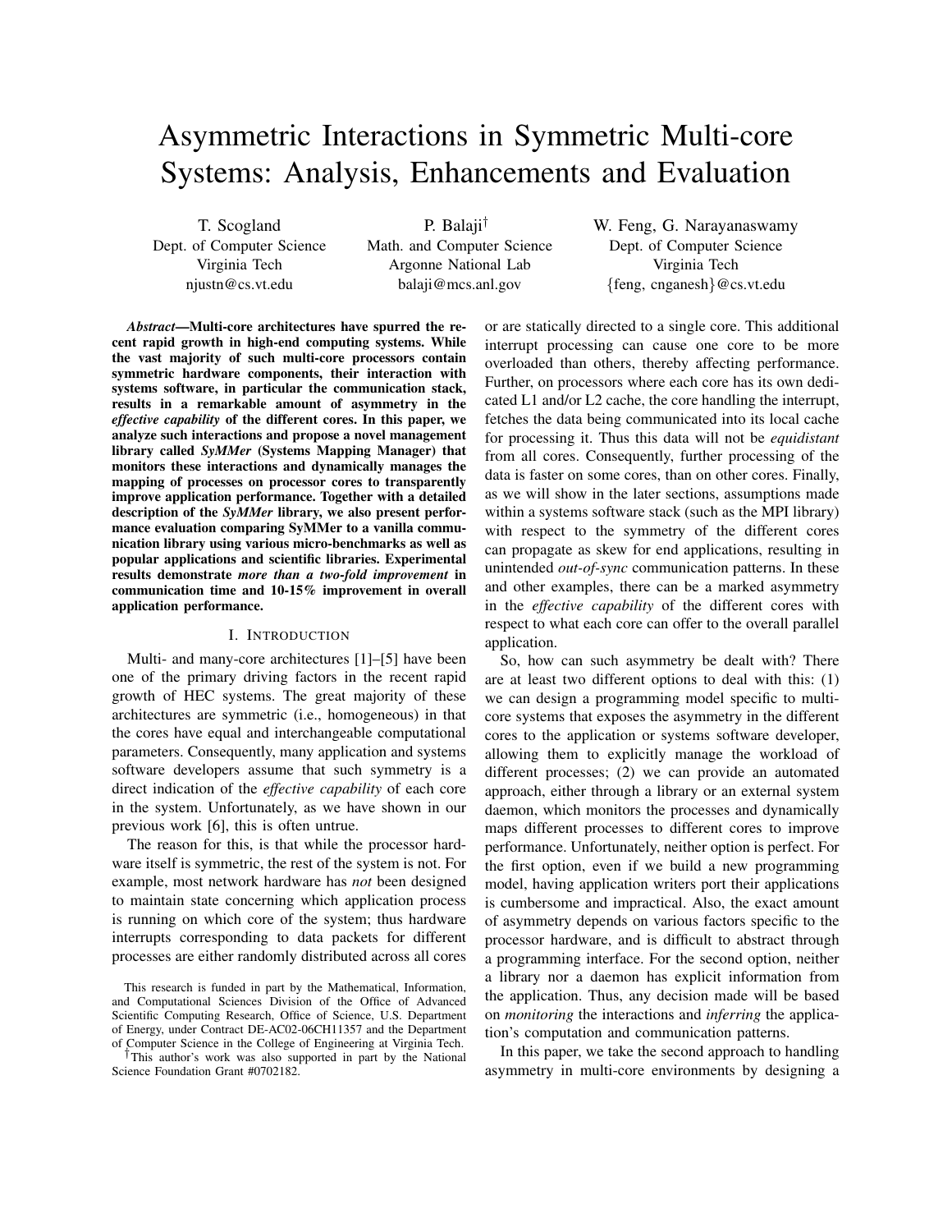# Asymmetric Interactions in Symmetric Multi-core Systems: Analysis, Enhancements and Evaluation

T. Scogland
Dept. of Computer Science
Virginia Tech
njustn@cs.vt.edu

P. Balaji[†]
Math. and Computer Science
Argonne National Lab
balaji@mcs.anl.gov

W. Feng, G. Narayanaswamy
Dept. of Computer Science
Virginia Tech
{feng, cnganesh}@cs.vt.edu

***Abstract*—Multi-core architectures have spurred the recent rapid growth in high-end computing systems. While the vast majority of such multi-core processors contain symmetric hardware components, their interaction with systems software, in particular the communication stack, results in a remarkable amount of asymmetry in the *effective capability* of the different cores. In this paper, we analyze such interactions and propose a novel management library called *SyMMer* (Systems Mapping Manager) that monitors these interactions and dynamically manages the mapping of processes on processor cores to transparently improve application performance. Together with a detailed description of the *SyMMer* library, we also present performance evaluation comparing SyMMer to a vanilla communication library using various micro-benchmarks as well as popular applications and scientific libraries. Experimental results demonstrate *more than a two-fold improvement* in communication time and 10-15% improvement in overall application performance.**

## I. Introduction

Multi- and many-core architectures [1]–[5] have been one of the primary driving factors in the recent rapid growth of HEC systems. The great majority of these architectures are symmetric (i.e., homogeneous) in that the cores have equal and interchangeable computational parameters. Consequently, many application and systems software developers assume that such symmetry is a direct indication of the *effective capability* of each core in the system. Unfortunately, as we have shown in our previous work [6], this is often untrue.

The reason for this, is that while the processor hardware itself is symmetric, the rest of the system is not. For example, most network hardware has *not* been designed to maintain state concerning which application process is running on which core of the system; thus hardware interrupts corresponding to data packets for different processes are either randomly distributed across all cores or are statically directed to a single core. This additional interrupt processing can cause one core to be more overloaded than others, thereby affecting performance. Further, on processors where each core has its own dedicated L1 and/or L2 cache, the core handling the interrupt, fetches the data being communicated into its local cache for processing it. Thus this data will not be *equidistant* from all cores. Consequently, further processing of the data is faster on some cores, than on other cores. Finally, as we will show in the later sections, assumptions made within a systems software stack (such as the MPI library) with respect to the symmetry of the different cores can propagate as skew for end applications, resulting in unintended *out-of-sync* communication patterns. In these and other examples, there can be a marked asymmetry in the *effective capability* of the different cores with respect to what each core can offer to the overall parallel application.

So, how can such asymmetry be dealt with? There are at least two different options to deal with this: (1) we can design a programming model specific to multi-core systems that exposes the asymmetry in the different cores to the application or systems software developer, allowing them to explicitly manage the workload of different processes; (2) we can provide an automated approach, either through a library or an external system daemon, which monitors the processes and dynamically maps different processes to different cores to improve performance. Unfortunately, neither option is perfect. For the first option, even if we build a new programming model, having application writers port their applications is cumbersome and impractical. Also, the exact amount of asymmetry depends on various factors specific to the processor hardware, and is difficult to abstract through a programming interface. For the second option, neither a library nor a daemon has explicit information from the application. Thus, any decision made will be based on *monitoring* the interactions and *inferring* the application's computation and communication patterns.

In this paper, we take the second approach to handling asymmetry in multi-core environments by designing a

This research is funded in part by the Mathematical, Information, and Computational Sciences Division of the Office of Advanced Scientific Computing Research, Office of Science, U.S. Department of Energy, under Contract DE-AC02-06CH11357 and the Department of Computer Science in the College of Engineering at Virginia Tech.

[†]This author's work was also supported in part by the National Science Foundation Grant #0702182.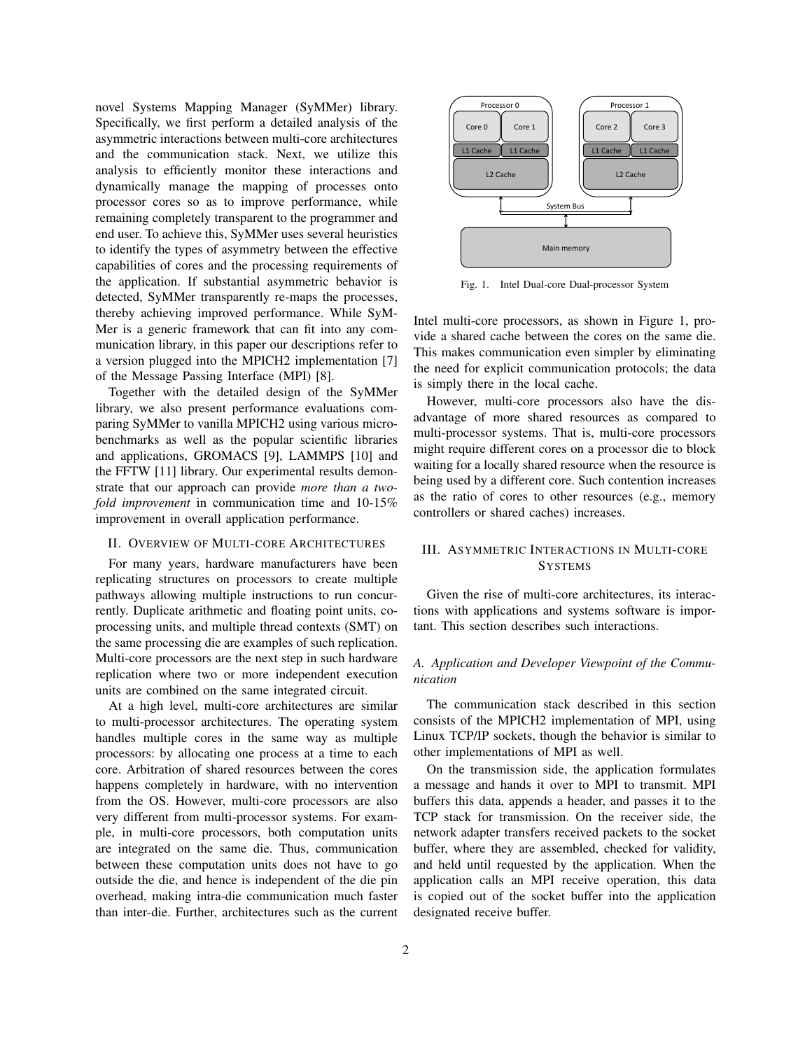novel Systems Mapping Manager (SyMMer) library. Specifically, we first perform a detailed analysis of the asymmetric interactions between multi-core architectures and the communication stack. Next, we utilize this analysis to efficiently monitor these interactions and dynamically manage the mapping of processes onto processor cores so as to improve performance, while remaining completely transparent to the programmer and end user. To achieve this, SyMMer uses several heuristics to identify the types of asymmetry between the effective capabilities of cores and the processing requirements of the application. If substantial asymmetric behavior is detected, SyMMer transparently re-maps the processes, thereby achieving improved performance. While SyMMer is a generic framework that can fit into any communication library, in this paper our descriptions refer to a version plugged into the MPICH2 implementation [7] of the Message Passing Interface (MPI) [8].

Together with the detailed design of the SyMMer library, we also present performance evaluations comparing SyMMer to vanilla MPICH2 using various micro-benchmarks as well as the popular scientific libraries and applications, GROMACS [9], LAMMPS [10] and the FFTW [11] library. Our experimental results demonstrate that our approach can provide *more than a two-fold improvement* in communication time and 10-15% improvement in overall application performance.

## II. Overview of Multi-core Architectures

For many years, hardware manufacturers have been replicating structures on processors to create multiple pathways allowing multiple instructions to run concurrently. Duplicate arithmetic and floating point units, co-processing units, and multiple thread contexts (SMT) on the same processing die are examples of such replication. Multi-core processors are the next step in such hardware replication where two or more independent execution units are combined on the same integrated circuit.

At a high level, multi-core architectures are similar to multi-processor architectures. The operating system handles multiple cores in the same way as multiple processors: by allocating one process at a time to each core. Arbitration of shared resources between the cores happens completely in hardware, with no intervention from the OS. However, multi-core processors are also very different from multi-processor systems. For example, in multi-core processors, both computation units are integrated on the same die. Thus, communication between these computation units does not have to go outside the die, and hence is independent of the die pin overhead, making intra-die communication much faster than inter-die. Further, architectures such as the current Intel multi-core processors, as shown in Figure 1, provide a shared cache between the cores on the same die. This makes communication even simpler by eliminating the need for explicit communication protocols; the data is simply there in the local cache.

Fig. 1. Intel Dual-core Dual-processor System

However, multi-core processors also have the disadvantage of more shared resources as compared to multi-processor systems. That is, multi-core processors might require different cores on a processor die to block waiting for a locally shared resource when the resource is being used by a different core. Such contention increases as the ratio of cores to other resources (e.g., memory controllers or shared caches) increases.

## III. Asymmetric Interactions in Multi-core Systems

Given the rise of multi-core architectures, its interactions with applications and systems software is important. This section describes such interactions.

### A. Application and Developer Viewpoint of the Communication

The communication stack described in this section consists of the MPICH2 implementation of MPI, using Linux TCP/IP sockets, though the behavior is similar to other implementations of MPI as well.

On the transmission side, the application formulates a message and hands it over to MPI to transmit. MPI buffers this data, appends a header, and passes it to the TCP stack for transmission. On the receiver side, the network adapter transfers received packets to the socket buffer, where they are assembled, checked for validity, and held until requested by the application. When the application calls an MPI receive operation, this data is copied out of the socket buffer into the application designated receive buffer.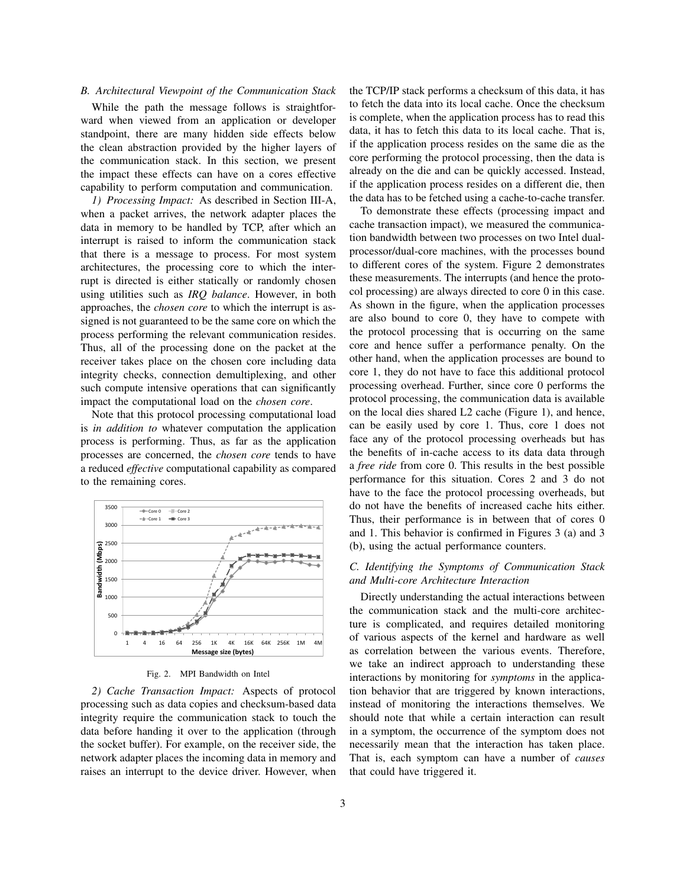### B. Architectural Viewpoint of the Communication Stack

While the path the message follows is straightforward when viewed from an application or developer standpoint, there are many hidden side effects below the clean abstraction provided by the higher layers of the communication stack. In this section, we present the impact these effects can have on a cores effective capability to perform computation and communication.

*1) Processing Impact:* As described in Section III-A, when a packet arrives, the network adapter places the data in memory to be handled by TCP, after which an interrupt is raised to inform the communication stack that there is a message to process. For most system architectures, the processing core to which the interrupt is directed is either statically or randomly chosen using utilities such as *IRQ balance*. However, in both approaches, the *chosen core* to which the interrupt is assigned is not guaranteed to be the same core on which the process performing the relevant communication resides. Thus, all of the processing done on the packet at the receiver takes place on the chosen core including data integrity checks, connection demultiplexing, and other such compute intensive operations that can significantly impact the computational load on the *chosen core*.

Note that this protocol processing computational load is *in addition to* whatever computation the application process is performing. Thus, as far as the application processes are concerned, the *chosen core* tends to have a reduced *effective* computational capability as compared to the remaining cores.

Fig. 2. MPI Bandwidth on Intel

*2) Cache Transaction Impact:* Aspects of protocol processing such as data copies and checksum-based data integrity require the communication stack to touch the data before handing it over to the application (through the socket buffer). For example, on the receiver side, the network adapter places the incoming data in memory and raises an interrupt to the device driver. However, when the TCP/IP stack performs a checksum of this data, it has to fetch the data into its local cache. Once the checksum is complete, when the application process has to read this data, it has to fetch this data to its local cache. That is, if the application process resides on the same die as the core performing the protocol processing, then the data is already on the die and can be quickly accessed. Instead, if the application process resides on a different die, then the data has to be fetched using a cache-to-cache transfer.

To demonstrate these effects (processing impact and cache transaction impact), we measured the communication bandwidth between two processes on two Intel dual-processor/dual-core machines, with the processes bound to different cores of the system. Figure 2 demonstrates these measurements. The interrupts (and hence the protocol processing) are always directed to core 0 in this case. As shown in the figure, when the application processes are also bound to core 0, they have to compete with the protocol processing that is occurring on the same core and hence suffer a performance penalty. On the other hand, when the application processes are bound to core 1, they do not have to face this additional protocol processing overhead. Further, since core 0 performs the protocol processing, the communication data is available on the local dies shared L2 cache (Figure 1), and hence, can be easily used by core 1. Thus, core 1 does not face any of the protocol processing overheads but has the benefits of in-cache access to its data data through a *free ride* from core 0. This results in the best possible performance for this situation. Cores 2 and 3 do not have to the face the protocol processing overheads, but do not have the benefits of increased cache hits either. Thus, their performance is in between that of cores 0 and 1. This behavior is confirmed in Figures 3 (a) and 3 (b), using the actual performance counters.

### C. Identifying the Symptoms of Communication Stack and Multi-core Architecture Interaction

Directly understanding the actual interactions between the communication stack and the multi-core architecture is complicated, and requires detailed monitoring of various aspects of the kernel and hardware as well as correlation between the various events. Therefore, we take an indirect approach to understanding these interactions by monitoring for *symptoms* in the application behavior that are triggered by known interactions, instead of monitoring the interactions themselves. We should note that while a certain interaction can result in a symptom, the occurrence of the symptom does not necessarily mean that the interaction has taken place. That is, each symptom can have a number of *causes* that could have triggered it.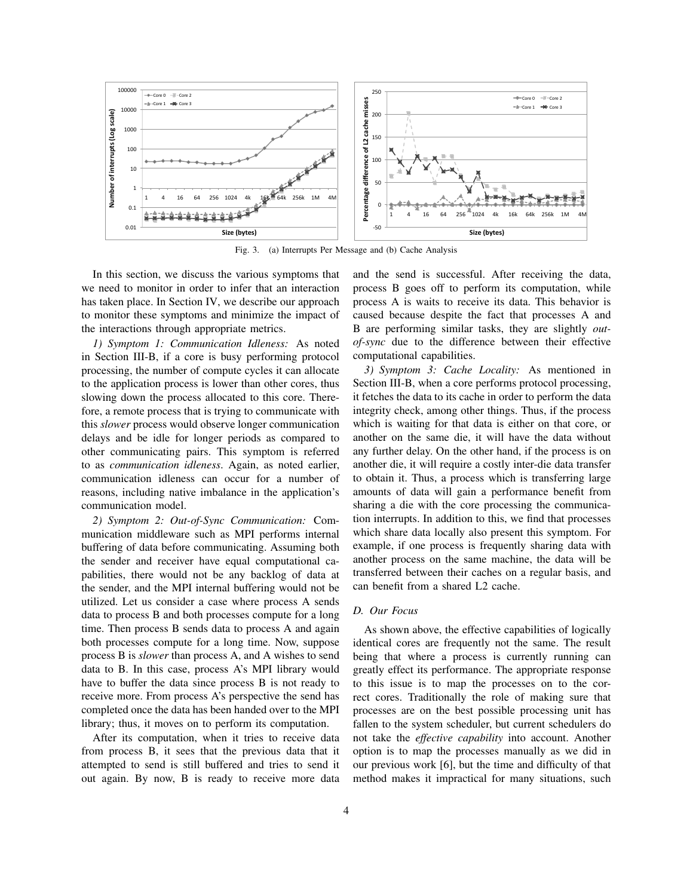Fig. 3. (a) Interrupts Per Message and (b) Cache Analysis

In this section, we discuss the various symptoms that we need to monitor in order to infer that an interaction has taken place. In Section IV, we describe our approach to monitor these symptoms and minimize the impact of the interactions through appropriate metrics.

*1) Symptom 1: Communication Idleness:* As noted in Section III-B, if a core is busy performing protocol processing, the number of compute cycles it can allocate to the application process is lower than other cores, thus slowing down the process allocated to this core. Therefore, a remote process that is trying to communicate with this *slower* process would observe longer communication delays and be idle for longer periods as compared to other communicating pairs. This symptom is referred to as *communication idleness*. Again, as noted earlier, communication idleness can occur for a number of reasons, including native imbalance in the application's communication model.

*2) Symptom 2: Out-of-Sync Communication:* Communication middleware such as MPI performs internal buffering of data before communicating. Assuming both the sender and receiver have equal computational capabilities, there would not be any backlog of data at the sender, and the MPI internal buffering would not be utilized. Let us consider a case where process A sends data to process B and both processes compute for a long time. Then process B sends data to process A and again both processes compute for a long time. Now, suppose process B is *slower* than process A, and A wishes to send data to B. In this case, process A's MPI library would have to buffer the data since process B is not ready to receive more. From process A's perspective the send has completed once the data has been handed over to the MPI library; thus, it moves on to perform its computation.

After its computation, when it tries to receive data from process B, it sees that the previous data that it attempted to send is still buffered and tries to send it out again. By now, B is ready to receive more data and the send is successful. After receiving the data, process B goes off to perform its computation, while process A is waits to receive its data. This behavior is caused because despite the fact that processes A and B are performing similar tasks, they are slightly *out-of-sync* due to the difference between their effective computational capabilities.

*3) Symptom 3: Cache Locality:* As mentioned in Section III-B, when a core performs protocol processing, it fetches the data to its cache in order to perform the data integrity check, among other things. Thus, if the process which is waiting for that data is either on that core, or another on the same die, it will have the data without any further delay. On the other hand, if the process is on another die, it will require a costly inter-die data transfer to obtain it. Thus, a process which is transferring large amounts of data will gain a performance benefit from sharing a die with the core processing the communication interrupts. In addition to this, we find that processes which share data locally also present this symptom. For example, if one process is frequently sharing data with another process on the same machine, the data will be transferred between their caches on a regular basis, and can benefit from a shared L2 cache.

### D. Our Focus

As shown above, the effective capabilities of logically identical cores are frequently not the same. The result being that where a process is currently running can greatly effect its performance. The appropriate response to this issue is to map the processes on to the correct cores. Traditionally the role of making sure that processes are on the best possible processing unit has fallen to the system scheduler, but current schedulers do not take the *effective capability* into account. Another option is to map the processes manually as we did in our previous work [6], but the time and difficulty of that method makes it impractical for many situations, such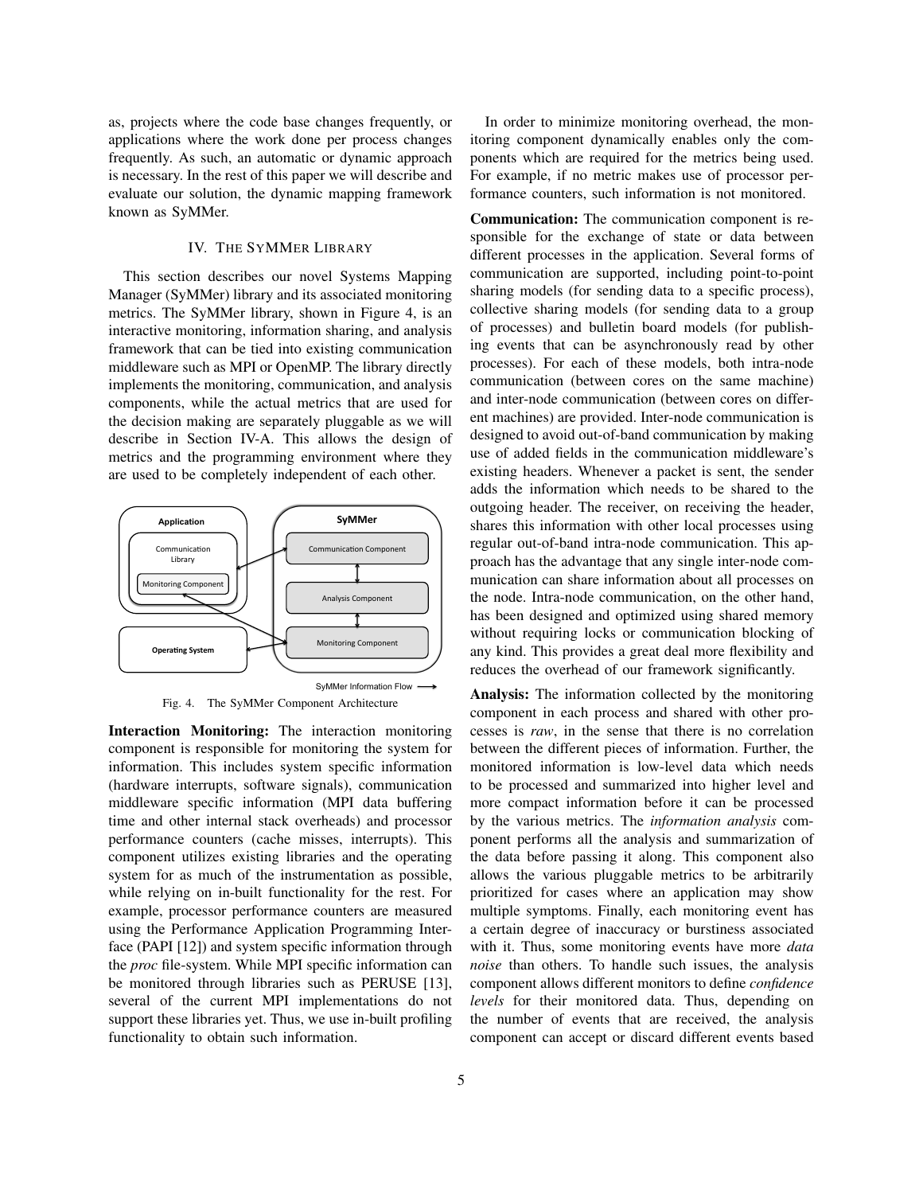as, projects where the code base changes frequently, or applications where the work done per process changes frequently. As such, an automatic or dynamic approach is necessary. In the rest of this paper we will describe and evaluate our solution, the dynamic mapping framework known as SyMMer.

## IV. The SyMMer Library

This section describes our novel Systems Mapping Manager (SyMMer) library and its associated monitoring metrics. The SyMMer library, shown in Figure 4, is an interactive monitoring, information sharing, and analysis framework that can be tied into existing communication middleware such as MPI or OpenMP. The library directly implements the monitoring, communication, and analysis components, while the actual metrics that are used for the decision making are separately pluggable as we will describe in Section IV-A. This allows the design of metrics and the programming environment where they are used to be completely independent of each other.

Fig. 4. The SyMMer Component Architecture

**Interaction Monitoring:** The interaction monitoring component is responsible for monitoring the system for information. This includes system specific information (hardware interrupts, software signals), communication middleware specific information (MPI data buffering time and other internal stack overheads) and processor performance counters (cache misses, interrupts). This component utilizes existing libraries and the operating system for as much of the instrumentation as possible, while relying on in-built functionality for the rest. For example, processor performance counters are measured using the Performance Application Programming Interface (PAPI [12]) and system specific information through the *proc* file-system. While MPI specific information can be monitored through libraries such as PERUSE [13], several of the current MPI implementations do not support these libraries yet. Thus, we use in-built profiling functionality to obtain such information.

In order to minimize monitoring overhead, the monitoring component dynamically enables only the components which are required for the metrics being used. For example, if no metric makes use of processor performance counters, such information is not monitored.

**Communication:** The communication component is responsible for the exchange of state or data between different processes in the application. Several forms of communication are supported, including point-to-point sharing models (for sending data to a specific process), collective sharing models (for sending data to a group of processes) and bulletin board models (for publishing events that can be asynchronously read by other processes). For each of these models, both intra-node communication (between cores on the same machine) and inter-node communication (between cores on different machines) are provided. Inter-node communication is designed to avoid out-of-band communication by making use of added fields in the communication middleware's existing headers. Whenever a packet is sent, the sender adds the information which needs to be shared to the outgoing header. The receiver, on receiving the header, shares this information with other local processes using regular out-of-band intra-node communication. This approach has the advantage that any single inter-node communication can share information about all processes on the node. Intra-node communication, on the other hand, has been designed and optimized using shared memory without requiring locks or communication blocking of any kind. This provides a great deal more flexibility and reduces the overhead of our framework significantly.

**Analysis:** The information collected by the monitoring component in each process and shared with other processes is *raw*, in the sense that there is no correlation between the different pieces of information. Further, the monitored information is low-level data which needs to be processed and summarized into higher level and more compact information before it can be processed by the various metrics. The *information analysis* component performs all the analysis and summarization of the data before passing it along. This component also allows the various pluggable metrics to be arbitrarily prioritized for cases where an application may show multiple symptoms. Finally, each monitoring event has a certain degree of inaccuracy or burstiness associated with it. Thus, some monitoring events have more *data noise* than others. To handle such issues, the analysis component allows different monitors to define *confidence levels* for their monitored data. Thus, depending on the number of events that are received, the analysis component can accept or discard different events based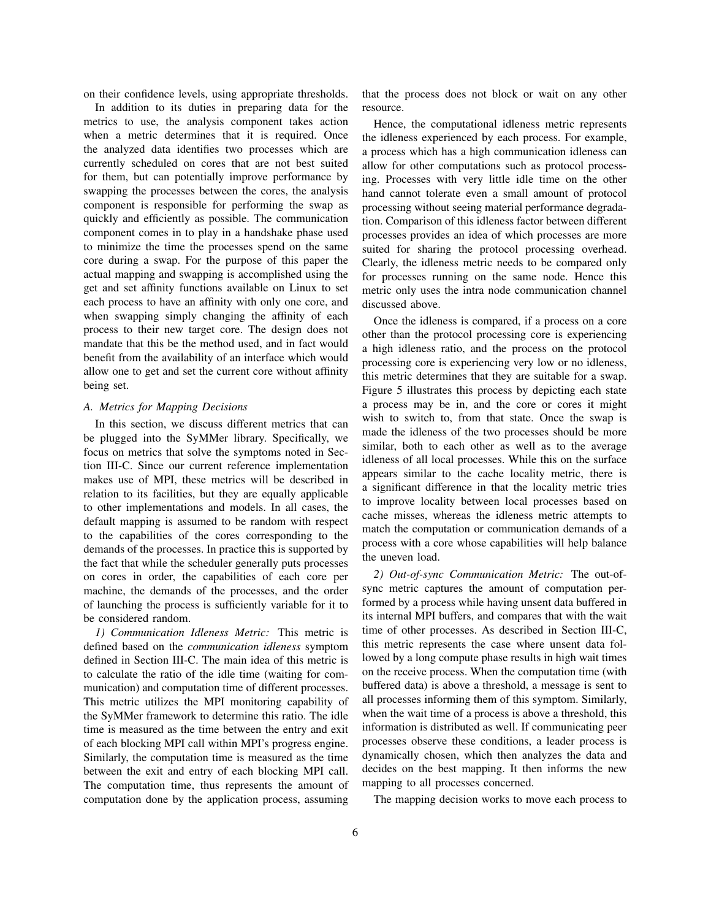on their confidence levels, using appropriate thresholds.

In addition to its duties in preparing data for the metrics to use, the analysis component takes action when a metric determines that it is required. Once the analyzed data identifies two processes which are currently scheduled on cores that are not best suited for them, but can potentially improve performance by swapping the processes between the cores, the analysis component is responsible for performing the swap as quickly and efficiently as possible. The communication component comes in to play in a handshake phase used to minimize the time the processes spend on the same core during a swap. For the purpose of this paper the actual mapping and swapping is accomplished using the get and set affinity functions available on Linux to set each process to have an affinity with only one core, and when swapping simply changing the affinity of each process to their new target core. The design does not mandate that this be the method used, and in fact would benefit from the availability of an interface which would allow one to get and set the current core without affinity being set.

### A. Metrics for Mapping Decisions

In this section, we discuss different metrics that can be plugged into the SyMMer library. Specifically, we focus on metrics that solve the symptoms noted in Section III-C. Since our current reference implementation makes use of MPI, these metrics will be described in relation to its facilities, but they are equally applicable to other implementations and models. In all cases, the default mapping is assumed to be random with respect to the capabilities of the cores corresponding to the demands of the processes. In practice this is supported by the fact that while the scheduler generally puts processes on cores in order, the capabilities of each core per machine, the demands of the processes, and the order of launching the process is sufficiently variable for it to be considered random.

*1) Communication Idleness Metric:* This metric is defined based on the *communication idleness* symptom defined in Section III-C. The main idea of this metric is to calculate the ratio of the idle time (waiting for communication) and computation time of different processes. This metric utilizes the MPI monitoring capability of the SyMMer framework to determine this ratio. The idle time is measured as the time between the entry and exit of each blocking MPI call within MPI's progress engine. Similarly, the computation time is measured as the time between the exit and entry of each blocking MPI call. The computation time, thus represents the amount of computation done by the application process, assuming that the process does not block or wait on any other resource.

Hence, the computational idleness metric represents the idleness experienced by each process. For example, a process which has a high communication idleness can allow for other computations such as protocol processing. Processes with very little idle time on the other hand cannot tolerate even a small amount of protocol processing without seeing material performance degradation. Comparison of this idleness factor between different processes provides an idea of which processes are more suited for sharing the protocol processing overhead. Clearly, the idleness metric needs to be compared only for processes running on the same node. Hence this metric only uses the intra node communication channel discussed above.

Once the idleness is compared, if a process on a core other than the protocol processing core is experiencing a high idleness ratio, and the process on the protocol processing core is experiencing very low or no idleness, this metric determines that they are suitable for a swap. Figure 5 illustrates this process by depicting each state a process may be in, and the core or cores it might wish to switch to, from that state. Once the swap is made the idleness of the two processes should be more similar, both to each other as well as to the average idleness of all local processes. While this on the surface appears similar to the cache locality metric, there is a significant difference in that the locality metric tries to improve locality between local processes based on cache misses, whereas the idleness metric attempts to match the computation or communication demands of a process with a core whose capabilities will help balance the uneven load.

*2) Out-of-sync Communication Metric:* The out-of-sync metric captures the amount of computation performed by a process while having unsent data buffered in its internal MPI buffers, and compares that with the wait time of other processes. As described in Section III-C, this metric represents the case where unsent data followed by a long compute phase results in high wait times on the receive process. When the computation time (with buffered data) is above a threshold, a message is sent to all processes informing them of this symptom. Similarly, when the wait time of a process is above a threshold, this information is distributed as well. If communicating peer processes observe these conditions, a leader process is dynamically chosen, which then analyzes the data and decides on the best mapping. It then informs the new mapping to all processes concerned.

The mapping decision works to move each process to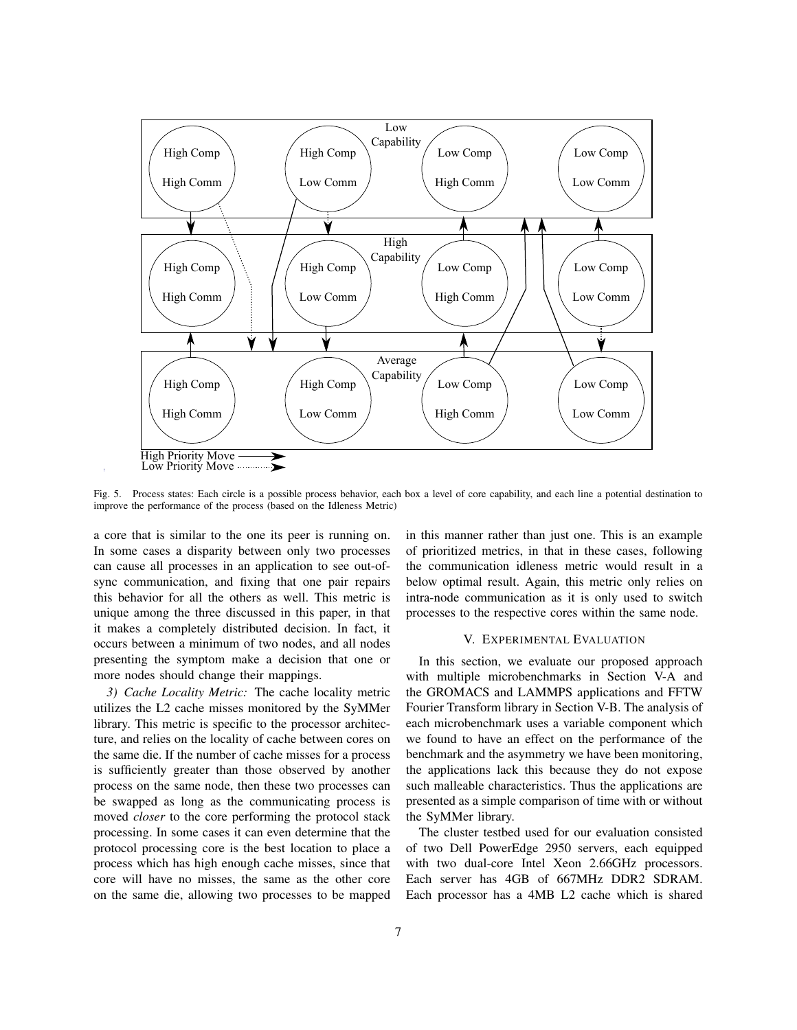Fig. 5. Process states: Each circle is a possible process behavior, each box a level of core capability, and each line a potential destination to improve the performance of the process (based on the Idleness Metric)

a core that is similar to the one its peer is running on. In some cases a disparity between only two processes can cause all processes in an application to see out-of-sync communication, and fixing that one pair repairs this behavior for all the others as well. This metric is unique among the three discussed in this paper, in that it makes a completely distributed decision. In fact, it occurs between a minimum of two nodes, and all nodes presenting the symptom make a decision that one or more nodes should change their mappings.

*3) Cache Locality Metric:* The cache locality metric utilizes the L2 cache misses monitored by the SyMMer library. This metric is specific to the processor architecture, and relies on the locality of cache between cores on the same die. If the number of cache misses for a process is sufficiently greater than those observed by another process on the same node, then these two processes can be swapped as long as the communicating process is moved *closer* to the core performing the protocol stack processing. In some cases it can even determine that the protocol processing core is the best location to place a process which has high enough cache misses, since that core will have no misses, the same as the other core on the same die, allowing two processes to be mapped in this manner rather than just one. This is an example of prioritized metrics, in that in these cases, following the communication idleness metric would result in a below optimal result. Again, this metric only relies on intra-node communication as it is only used to switch processes to the respective cores within the same node.

## V. Experimental Evaluation

In this section, we evaluate our proposed approach with multiple microbenchmarks in Section V-A and the GROMACS and LAMMPS applications and FFTW Fourier Transform library in Section V-B. The analysis of each microbenchmark uses a variable component which we found to have an effect on the performance of the benchmark and the asymmetry we have been monitoring, the applications lack this because they do not expose such malleable characteristics. Thus the applications are presented as a simple comparison of time with or without the SyMMer library.

The cluster testbed used for our evaluation consisted of two Dell PowerEdge 2950 servers, each equipped with two dual-core Intel Xeon 2.66GHz processors. Each server has 4GB of 667MHz DDR2 SDRAM. Each processor has a 4MB L2 cache which is shared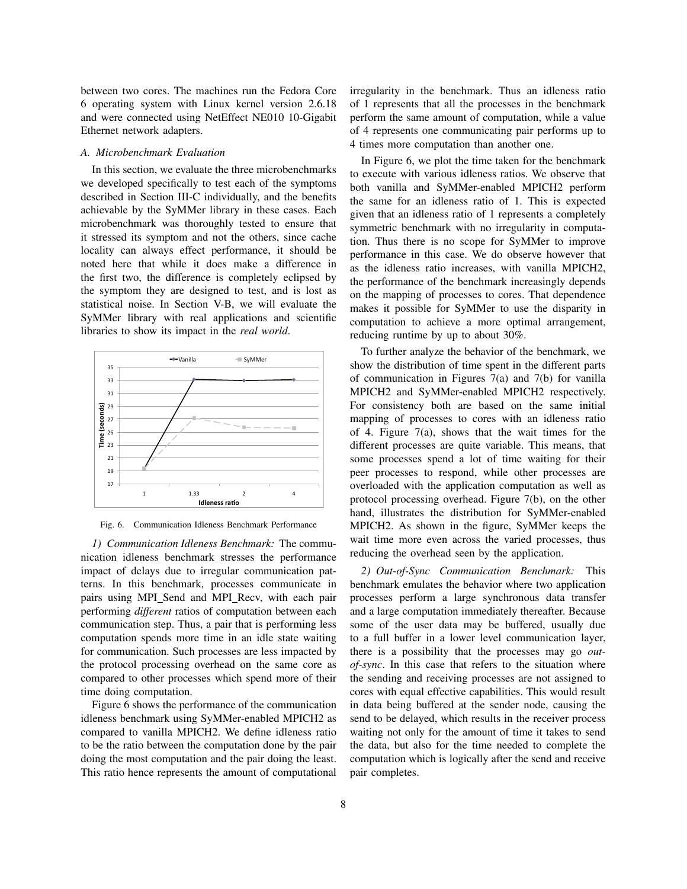between two cores. The machines run the Fedora Core 6 operating system with Linux kernel version 2.6.18 and were connected using NetEffect NE010 10-Gigabit Ethernet network adapters.

### *A. Microbenchmark Evaluation*

In this section, we evaluate the three microbenchmarks we developed specifically to test each of the symptoms described in Section III-C individually, and the benefits achievable by the SyMMer library in these cases. Each microbenchmark was thoroughly tested to ensure that it stressed its symptom and not the others, since cache locality can always effect performance, it should be noted here that while it does make a difference in the first two, the difference is completely eclipsed by the symptom they are designed to test, and is lost as statistical noise. In Section V-B, we will evaluate the SyMMer library with real applications and scientific libraries to show its impact in the *real world*.

Fig. 6. Communication Idleness Benchmark Performance

*1) Communication Idleness Benchmark:* The communication idleness benchmark stresses the performance impact of delays due to irregular communication patterns. In this benchmark, processes communicate in pairs using MPI_Send and MPI_Recv, with each pair performing *different* ratios of computation between each communication step. Thus, a pair that is performing less computation spends more time in an idle state waiting for communication. Such processes are less impacted by the protocol processing overhead on the same core as compared to other processes which spend more of their time doing computation.

Figure 6 shows the performance of the communication idleness benchmark using SyMMer-enabled MPICH2 as compared to vanilla MPICH2. We define idleness ratio to be the ratio between the computation done by the pair doing the most computation and the pair doing the least. This ratio hence represents the amount of computational irregularity in the benchmark. Thus an idleness ratio of 1 represents that all the processes in the benchmark perform the same amount of computation, while a value of 4 represents one communicating pair performs up to 4 times more computation than another one.

In Figure 6, we plot the time taken for the benchmark to execute with various idleness ratios. We observe that both vanilla and SyMMer-enabled MPICH2 perform the same for an idleness ratio of 1. This is expected given that an idleness ratio of 1 represents a completely symmetric benchmark with no irregularity in computation. Thus there is no scope for SyMMer to improve performance in this case. We do observe however that as the idleness ratio increases, with vanilla MPICH2, the performance of the benchmark increasingly depends on the mapping of processes to cores. That dependence makes it possible for SyMMer to use the disparity in computation to achieve a more optimal arrangement, reducing runtime by up to about 30%.

To further analyze the behavior of the benchmark, we show the distribution of time spent in the different parts of communication in Figures 7(a) and 7(b) for vanilla MPICH2 and SyMMer-enabled MPICH2 respectively. For consistency both are based on the same initial mapping of processes to cores with an idleness ratio of 4. Figure 7(a), shows that the wait times for the different processes are quite variable. This means, that some processes spend a lot of time waiting for their peer processes to respond, while other processes are overloaded with the application computation as well as protocol processing overhead. Figure 7(b), on the other hand, illustrates the distribution for SyMMer-enabled MPICH2. As shown in the figure, SyMMer keeps the wait time more even across the varied processes, thus reducing the overhead seen by the application.

*2) Out-of-Sync Communication Benchmark:* This benchmark emulates the behavior where two application processes perform a large synchronous data transfer and a large computation immediately thereafter. Because some of the user data may be buffered, usually due to a full buffer in a lower level communication layer, there is a possibility that the processes may go *out-of-sync*. In this case that refers to the situation where the sending and receiving processes are not assigned to cores with equal effective capabilities. This would result in data being buffered at the sender node, causing the send to be delayed, which results in the receiver process waiting not only for the amount of time it takes to send the data, but also for the time needed to complete the computation which is logically after the send and receive pair completes.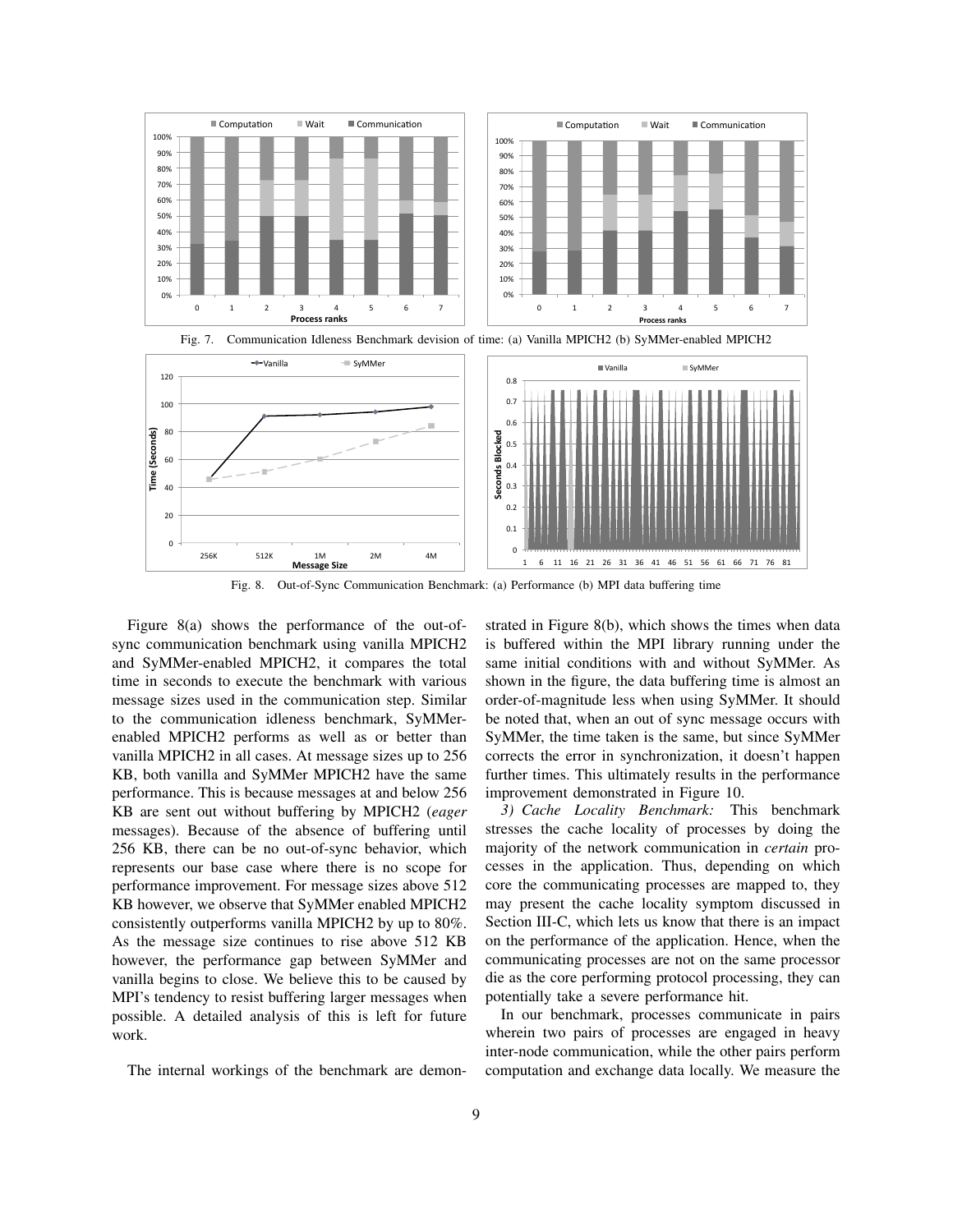Fig. 7. Communication Idleness Benchmark devision of time: (a) Vanilla MPICH2 (b) SyMMer-enabled MPICH2

Fig. 8. Out-of-Sync Communication Benchmark: (a) Performance (b) MPI data buffering time

Figure 8(a) shows the performance of the out-of-sync communication benchmark using vanilla MPICH2 and SyMMer-enabled MPICH2, it compares the total time in seconds to execute the benchmark with various message sizes used in the communication step. Similar to the communication idleness benchmark, SyMMer-enabled MPICH2 performs as well as or better than vanilla MPICH2 in all cases. At message sizes up to 256 KB, both vanilla and SyMMer MPICH2 have the same performance. This is because messages at and below 256 KB are sent out without buffering by MPICH2 (*eager* messages). Because of the absence of buffering until 256 KB, there can be no out-of-sync behavior, which represents our base case where there is no scope for performance improvement. For message sizes above 512 KB however, we observe that SyMMer enabled MPICH2 consistently outperforms vanilla MPICH2 by up to 80%. As the message size continues to rise above 512 KB however, the performance gap between SyMMer and vanilla begins to close. We believe this to be caused by MPI's tendency to resist buffering larger messages when possible. A detailed analysis of this is left for future work.

The internal workings of the benchmark are demonstrated in Figure 8(b), which shows the times when data is buffered within the MPI library running under the same initial conditions with and without SyMMer. As shown in the figure, the data buffering time is almost an order-of-magnitude less when using SyMMer. It should be noted that, when an out of sync message occurs with SyMMer, the time taken is the same, but since SyMMer corrects the error in synchronization, it doesn't happen further times. This ultimately results in the performance improvement demonstrated in Figure 10.

*3) Cache Locality Benchmark:* This benchmark stresses the cache locality of processes by doing the majority of the network communication in *certain* processes in the application. Thus, depending on which core the communicating processes are mapped to, they may present the cache locality symptom discussed in Section III-C, which lets us know that there is an impact on the performance of the application. Hence, when the communicating processes are not on the same processor die as the core performing protocol processing, they can potentially take a severe performance hit.

In our benchmark, processes communicate in pairs wherein two pairs of processes are engaged in heavy inter-node communication, while the other pairs perform computation and exchange data locally. We measure the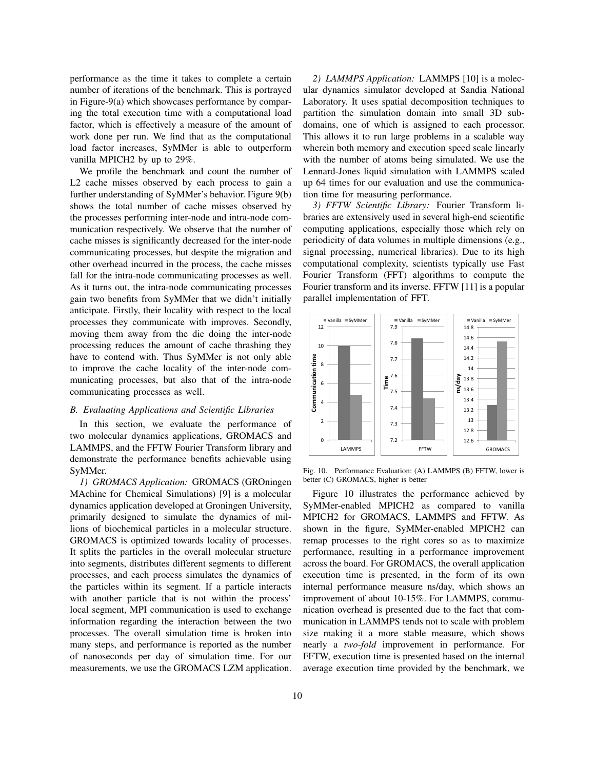performance as the time it takes to complete a certain number of iterations of the benchmark. This is portrayed in Figure-9(a) which showcases performance by comparing the total execution time with a computational load factor, which is effectively a measure of the amount of work done per run. We find that as the computational load factor increases, SyMMer is able to outperform vanilla MPICH2 by up to 29%.

We profile the benchmark and count the number of L2 cache misses observed by each process to gain a further understanding of SyMMer's behavior. Figure 9(b) shows the total number of cache misses observed by the processes performing inter-node and intra-node communication respectively. We observe that the number of cache misses is significantly decreased for the inter-node communicating processes, but despite the migration and other overhead incurred in the process, the cache misses fall for the intra-node communicating processes as well. As it turns out, the intra-node communicating processes gain two benefits from SyMMer that we didn't initially anticipate. Firstly, their locality with respect to the local processes they communicate with improves. Secondly, moving them away from the die doing the inter-node processing reduces the amount of cache thrashing they have to contend with. Thus SyMMer is not only able to improve the cache locality of the inter-node communicating processes, but also that of the intra-node communicating processes as well.

### *B. Evaluating Applications and Scientific Libraries*

In this section, we evaluate the performance of two molecular dynamics applications, GROMACS and LAMMPS, and the FFTW Fourier Transform library and demonstrate the performance benefits achievable using SyMMer.

*1) GROMACS Application:* GROMACS (GROningen MAchine for Chemical Simulations) [9] is a molecular dynamics application developed at Groningen University, primarily designed to simulate the dynamics of millions of biochemical particles in a molecular structure. GROMACS is optimized towards locality of processes. It splits the particles in the overall molecular structure into segments, distributes different segments to different processes, and each process simulates the dynamics of the particles within its segment. If a particle interacts with another particle that is not within the process' local segment, MPI communication is used to exchange information regarding the interaction between the two processes. The overall simulation time is broken into many steps, and performance is reported as the number of nanoseconds per day of simulation time. For our measurements, we use the GROMACS LZM application.

*2) LAMMPS Application:* LAMMPS [10] is a molecular dynamics simulator developed at Sandia National Laboratory. It uses spatial decomposition techniques to partition the simulation domain into small 3D subdomains, one of which is assigned to each processor. This allows it to run large problems in a scalable way wherein both memory and execution speed scale linearly with the number of atoms being simulated. We use the Lennard-Jones liquid simulation with LAMMPS scaled up 64 times for our evaluation and use the communication time for measuring performance.

*3) FFTW Scientific Library:* Fourier Transform libraries are extensively used in several high-end scientific computing applications, especially those which rely on periodicity of data volumes in multiple dimensions (e.g., signal processing, numerical libraries). Due to its high computational complexity, scientists typically use Fast Fourier Transform (FFT) algorithms to compute the Fourier transform and its inverse. FFTW [11] is a popular parallel implementation of FFT.

Fig. 10. Performance Evaluation: (A) LAMMPS (B) FFTW, lower is better (C) GROMACS, higher is better

Figure 10 illustrates the performance achieved by SyMMer-enabled MPICH2 as compared to vanilla MPICH2 for GROMACS, LAMMPS and FFTW. As shown in the figure, SyMMer-enabled MPICH2 can remap processes to the right cores so as to maximize performance, resulting in a performance improvement across the board. For GROMACS, the overall application execution time is presented, in the form of its own internal performance measure ns/day, which shows an improvement of about 10-15%. For LAMMPS, communication overhead is presented due to the fact that communication in LAMMPS tends not to scale with problem size making it a more stable measure, which shows nearly a *two-fold* improvement in performance. For FFTW, execution time is presented based on the internal average execution time provided by the benchmark, we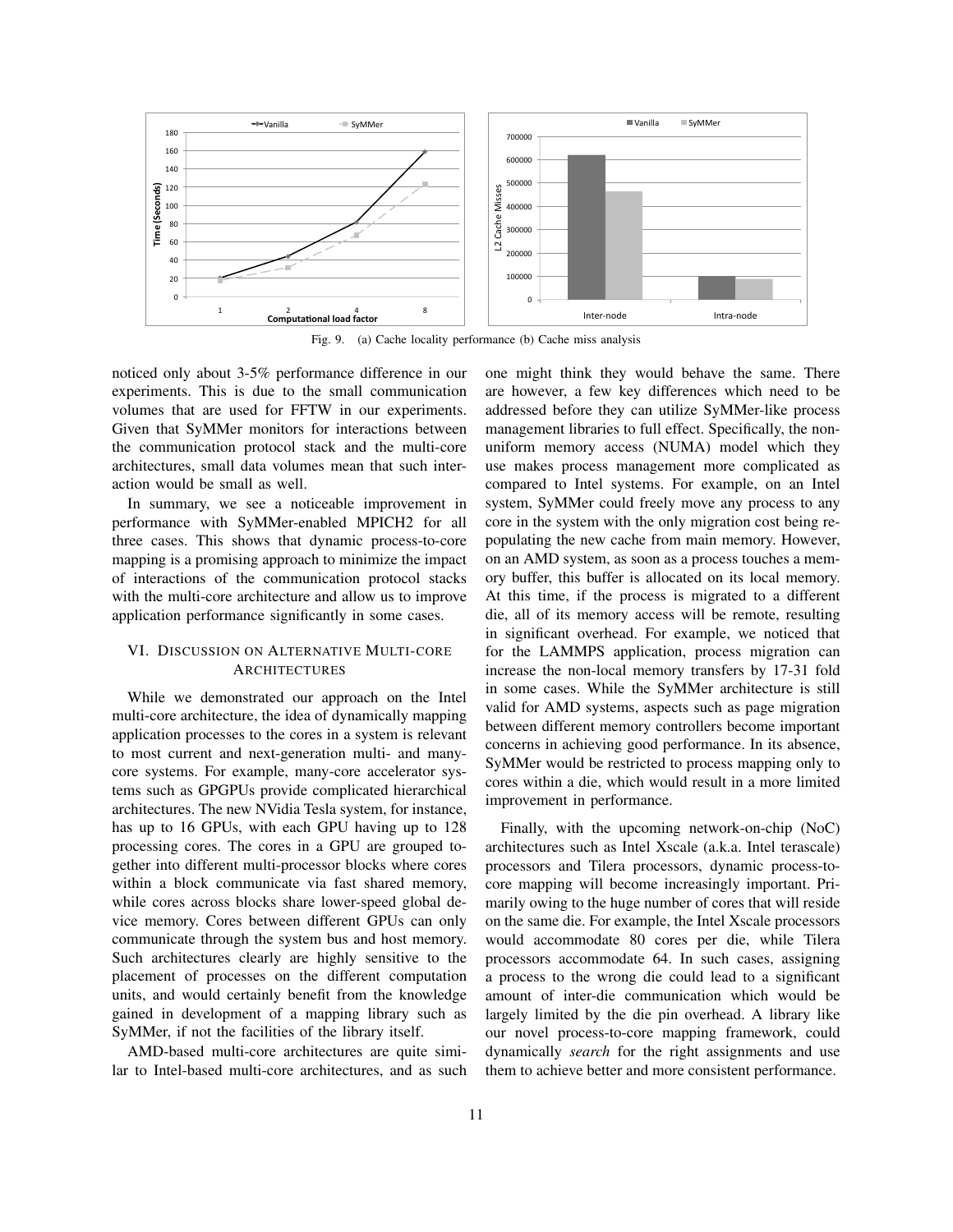Fig. 9. (a) Cache locality performance (b) Cache miss analysis

noticed only about 3-5% performance difference in our experiments. This is due to the small communication volumes that are used for FFTW in our experiments. Given that SyMMer monitors for interactions between the communication protocol stack and the multi-core architectures, small data volumes mean that such interaction would be small as well.

In summary, we see a noticeable improvement in performance with SyMMer-enabled MPICH2 for all three cases. This shows that dynamic process-to-core mapping is a promising approach to minimize the impact of interactions of the communication protocol stacks with the multi-core architecture and allow us to improve application performance significantly in some cases.

## VI. Discussion on Alternative Multi-core Architectures

While we demonstrated our approach on the Intel multi-core architecture, the idea of dynamically mapping application processes to the cores in a system is relevant to most current and next-generation multi- and many-core systems. For example, many-core accelerator systems such as GPGPUs provide complicated hierarchical architectures. The new NVidia Tesla system, for instance, has up to 16 GPUs, with each GPU having up to 128 processing cores. The cores in a GPU are grouped together into different multi-processor blocks where cores within a block communicate via fast shared memory, while cores across blocks share lower-speed global device memory. Cores between different GPUs can only communicate through the system bus and host memory. Such architectures clearly are highly sensitive to the placement of processes on the different computation units, and would certainly benefit from the knowledge gained in development of a mapping library such as SyMMer, if not the facilities of the library itself.

AMD-based multi-core architectures are quite similar to Intel-based multi-core architectures, and as such one might think they would behave the same. There are however, a few key differences which need to be addressed before they can utilize SyMMer-like process management libraries to full effect. Specifically, the non-uniform memory access (NUMA) model which they use makes process management more complicated as compared to Intel systems. For example, on an Intel system, SyMMer could freely move any process to any core in the system with the only migration cost being re-populating the new cache from main memory. However, on an AMD system, as soon as a process touches a memory buffer, this buffer is allocated on its local memory. At this time, if the process is migrated to a different die, all of its memory access will be remote, resulting in significant overhead. For example, we noticed that for the LAMMPS application, process migration can increase the non-local memory transfers by 17-31 fold in some cases. While the SyMMer architecture is still valid for AMD systems, aspects such as page migration between different memory controllers become important concerns in achieving good performance. In its absence, SyMMer would be restricted to process mapping only to cores within a die, which would result in a more limited improvement in performance.

Finally, with the upcoming network-on-chip (NoC) architectures such as Intel Xscale (a.k.a. Intel terascale) processors and Tilera processors, dynamic process-to-core mapping will become increasingly important. Primarily owing to the huge number of cores that will reside on the same die. For example, the Intel Xscale processors would accommodate 80 cores per die, while Tilera processors accommodate 64. In such cases, assigning a process to the wrong die could lead to a significant amount of inter-die communication which would be largely limited by the die pin overhead. A library like our novel process-to-core mapping framework, could dynamically *search* for the right assignments and use them to achieve better and more consistent performance.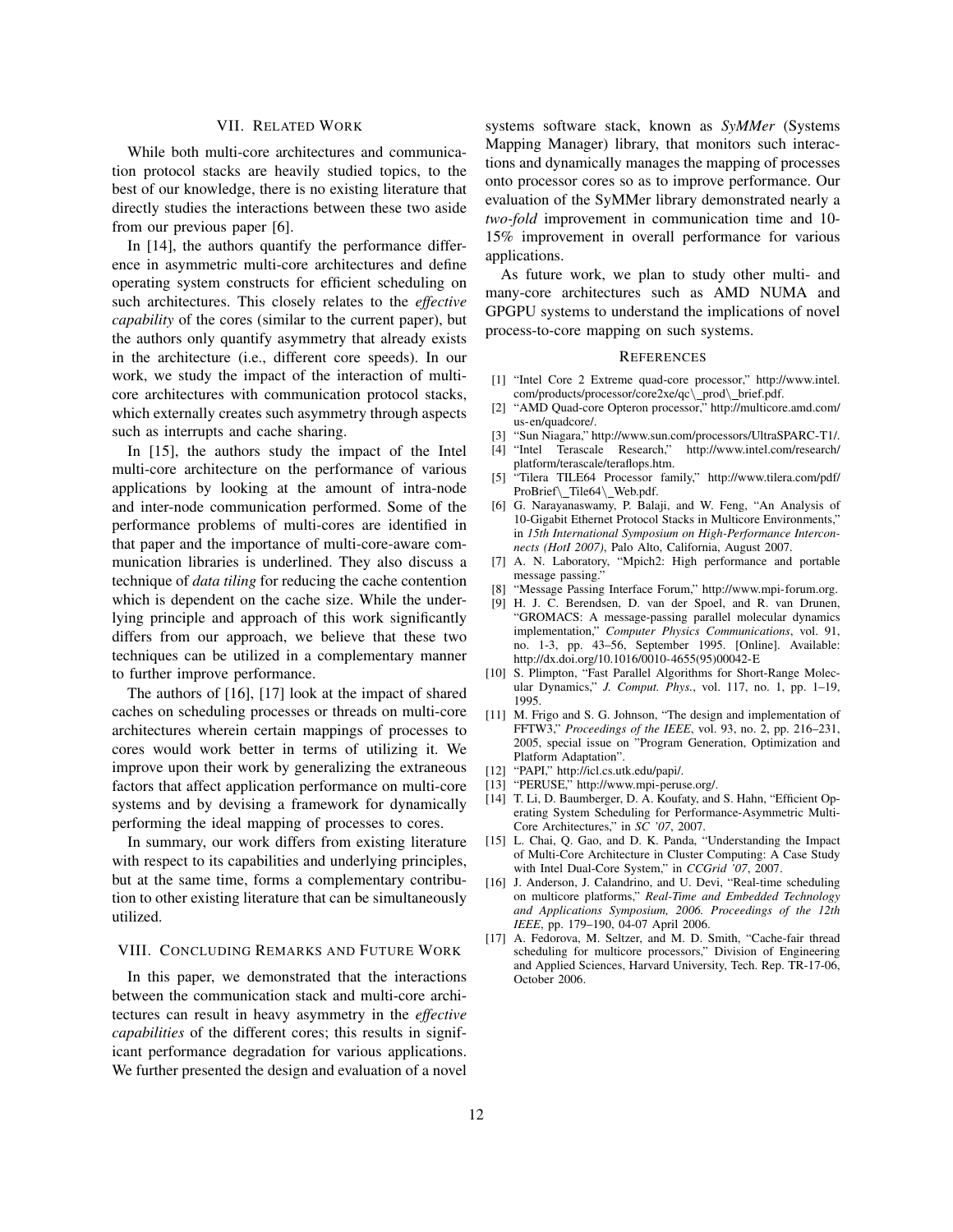## VII. Related Work

While both multi-core architectures and communication protocol stacks are heavily studied topics, to the best of our knowledge, there is no existing literature that directly studies the interactions between these two aside from our previous paper [6].

In [14], the authors quantify the performance difference in asymmetric multi-core architectures and define operating system constructs for efficient scheduling on such architectures. This closely relates to the *effective capability* of the cores (similar to the current paper), but the authors only quantify asymmetry that already exists in the architecture (i.e., different core speeds). In our work, we study the impact of the interaction of multi-core architectures with communication protocol stacks, which externally creates such asymmetry through aspects such as interrupts and cache sharing.

In [15], the authors study the impact of the Intel multi-core architecture on the performance of various applications by looking at the amount of intra-node and inter-node communication performed. Some of the performance problems of multi-cores are identified in that paper and the importance of multi-core-aware communication libraries is underlined. They also discuss a technique of *data tiling* for reducing the cache contention which is dependent on the cache size. While the underlying principle and approach of this work significantly differs from our approach, we believe that these two techniques can be utilized in a complementary manner to further improve performance.

The authors of [16], [17] look at the impact of shared caches on scheduling processes or threads on multi-core architectures wherein certain mappings of processes to cores would work better in terms of utilizing it. We improve upon their work by generalizing the extraneous factors that affect application performance on multi-core systems and by devising a framework for dynamically performing the ideal mapping of processes to cores.

In summary, our work differs from existing literature with respect to its capabilities and underlying principles, but at the same time, forms a complementary contribution to other existing literature that can be simultaneously utilized.

## VIII. Concluding Remarks and Future Work

In this paper, we demonstrated that the interactions between the communication stack and multi-core architectures can result in heavy asymmetry in the *effective capabilities* of the different cores; this results in significant performance degradation for various applications. We further presented the design and evaluation of a novel systems software stack, known as *SyMMer* (Systems Mapping Manager) library, that monitors such interactions and dynamically manages the mapping of processes onto processor cores so as to improve performance. Our evaluation of the SyMMer library demonstrated nearly a *two-fold* improvement in communication time and 10-15% improvement in overall performance for various applications.

As future work, we plan to study other multi- and many-core architectures such as AMD NUMA and GPGPU systems to understand the implications of novel process-to-core mapping on such systems.

## References

[1] "Intel Core 2 Extreme quad-core processor," http://www.intel.com/products/processor/core2xe/qc\_prod\_brief.pdf.

[2] "AMD Quad-core Opteron processor," http://multicore.amd.com/us-en/quadcore/.

[3] "Sun Niagara," http://www.sun.com/processors/UltraSPARC-T1/.

[4] "Intel Terascale Research," http://www.intel.com/research/platform/terascale/teraflops.htm.

[5] "Tilera TILE64 Processor family," http://www.tilera.com/pdf/ProBrief\_Tile64\_Web.pdf.

[6] G. Narayanaswamy, P. Balaji, and W. Feng, "An Analysis of 10-Gigabit Ethernet Protocol Stacks in Multicore Environments," in *15th International Symposium on High-Performance Interconnects (HotI 2007)*, Palo Alto, California, August 2007.

[7] A. N. Laboratory, "Mpich2: High performance and portable message passing."

[8] "Message Passing Interface Forum," http://www.mpi-forum.org.

[9] H. J. C. Berendsen, D. van der Spoel, and R. van Drunen, "GROMACS: A message-passing parallel molecular dynamics implementation," *Computer Physics Communications*, vol. 91, no. 1-3, pp. 43–56, September 1995. [Online]. Available: http://dx.doi.org/10.1016/0010-4655(95)00042-E

[10] S. Plimpton, "Fast Parallel Algorithms for Short-Range Molecular Dynamics," *J. Comput. Phys.*, vol. 117, no. 1, pp. 1–19, 1995.

[11] M. Frigo and S. G. Johnson, "The design and implementation of FFTW3," *Proceedings of the IEEE*, vol. 93, no. 2, pp. 216–231, 2005, special issue on "Program Generation, Optimization and Platform Adaptation".

[12] "PAPI," http://icl.cs.utk.edu/papi/.

[13] "PERUSE," http://www.mpi-peruse.org/.

[14] T. Li, D. Baumberger, D. A. Koufaty, and S. Hahn, "Efficient Operating System Scheduling for Performance-Asymmetric Multi-Core Architectures," in *SC '07*, 2007.

[15] L. Chai, Q. Gao, and D. K. Panda, "Understanding the Impact of Multi-Core Architecture in Cluster Computing: A Case Study with Intel Dual-Core System," in *CCGrid '07*, 2007.

[16] J. Anderson, J. Calandrino, and U. Devi, "Real-time scheduling on multicore platforms," *Real-Time and Embedded Technology and Applications Symposium, 2006. Proceedings of the 12th IEEE*, pp. 179–190, 04-07 April 2006.

[17] A. Fedorova, M. Seltzer, and M. D. Smith, "Cache-fair thread scheduling for multicore processors," Division of Engineering and Applied Sciences, Harvard University, Tech. Rep. TR-17-06, October 2006.